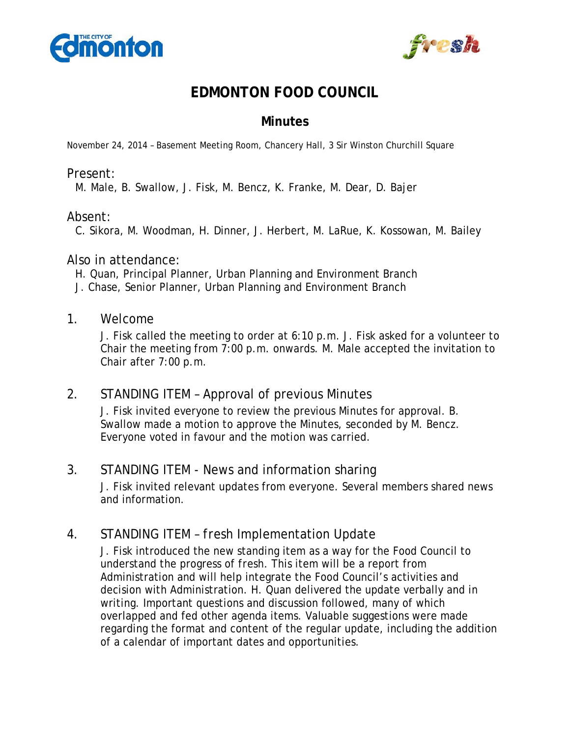# EDMONTON FOOD COUNCIL

## Minutes

November 24, 2014 – Basement Meeting Room, Chancery Hall, 3 Sir Winston Churchill Square

### Present:

M. Male, B. Swallow, J. Fisk, M. Bencz, K. Franke, M. Dear, D. Bajer

### Absent:

C. Sikora, M. Woodman, H. Dinner, J. Herbert, M. LaRue, K. Kossowan, M. Bailey

### Also in attendance:

H. Quan, Principal Planner, Urban Planning and Environment Branch
J. Chase, Senior Planner, Urban Planning and Environment Branch

### 1. Welcome

J. Fisk called the meeting to order at 6:10 p.m. J. Fisk asked for a volunteer to Chair the meeting from 7:00 p.m. onwards. M. Male accepted the invitation to Chair after 7:00 p.m.

### 2. STANDING ITEM – Approval of previous Minutes

J. Fisk invited everyone to review the previous Minutes for approval. B. Swallow made a motion to approve the Minutes, seconded by M. Bencz. Everyone voted in favour and the motion was carried.

### 3. STANDING ITEM - News and information sharing

J. Fisk invited relevant updates from everyone. Several members shared news and information.

### 4. STANDING ITEM – fresh Implementation Update

J. Fisk introduced the new standing item as a way for the Food Council to understand the progress of fresh. This item will be a report from Administration and will help integrate the Food Council's activities and decision with Administration. H. Quan delivered the update verbally and in writing. Important questions and discussion followed, many of which overlapped and fed other agenda items. Valuable suggestions were made regarding the format and content of the regular update, including the addition of a calendar of important dates and opportunities.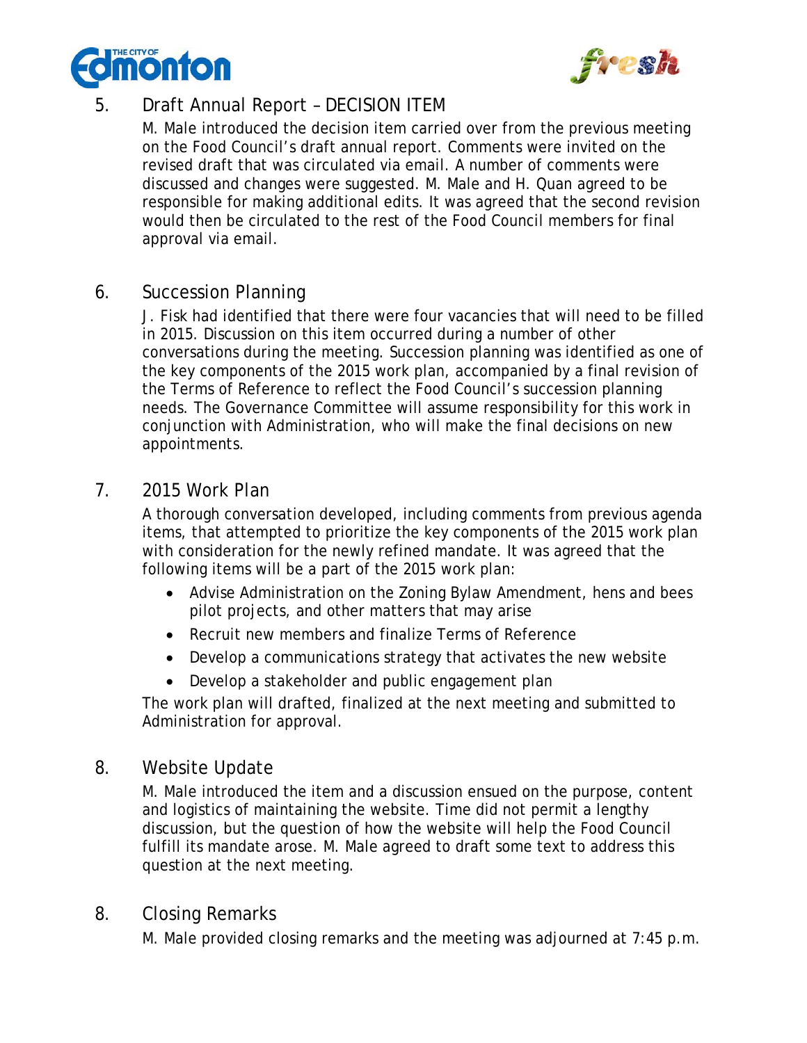5. Draft Annual Report – DECISION ITEM

M. Male introduced the decision item carried over from the previous meeting on the Food Council's draft annual report. Comments were invited on the revised draft that was circulated via email. A number of comments were discussed and changes were suggested. M. Male and H. Quan agreed to be responsible for making additional edits. It was agreed that the second revision would then be circulated to the rest of the Food Council members for final approval via email.

6. Succession Planning

J. Fisk had identified that there were four vacancies that will need to be filled in 2015. Discussion on this item occurred during a number of other conversations during the meeting. Succession planning was identified as one of the key components of the 2015 work plan, accompanied by a final revision of the Terms of Reference to reflect the Food Council's succession planning needs. The Governance Committee will assume responsibility for this work in conjunction with Administration, who will make the final decisions on new appointments.

7. 2015 Work Plan

A thorough conversation developed, including comments from previous agenda items, that attempted to prioritize the key components of the 2015 work plan with consideration for the newly refined mandate. It was agreed that the following items will be a part of the 2015 work plan:

- Advise Administration on the Zoning Bylaw Amendment, hens and bees pilot projects, and other matters that may arise
- Recruit new members and finalize Terms of Reference
- Develop a communications strategy that activates the new website
- Develop a stakeholder and public engagement plan

The work plan will drafted, finalized at the next meeting and submitted to Administration for approval.

8. Website Update

M. Male introduced the item and a discussion ensued on the purpose, content and logistics of maintaining the website. Time did not permit a lengthy discussion, but the question of how the website will help the Food Council fulfill its mandate arose. M. Male agreed to draft some text to address this question at the next meeting.

8. Closing Remarks

M. Male provided closing remarks and the meeting was adjourned at 7:45 p.m.